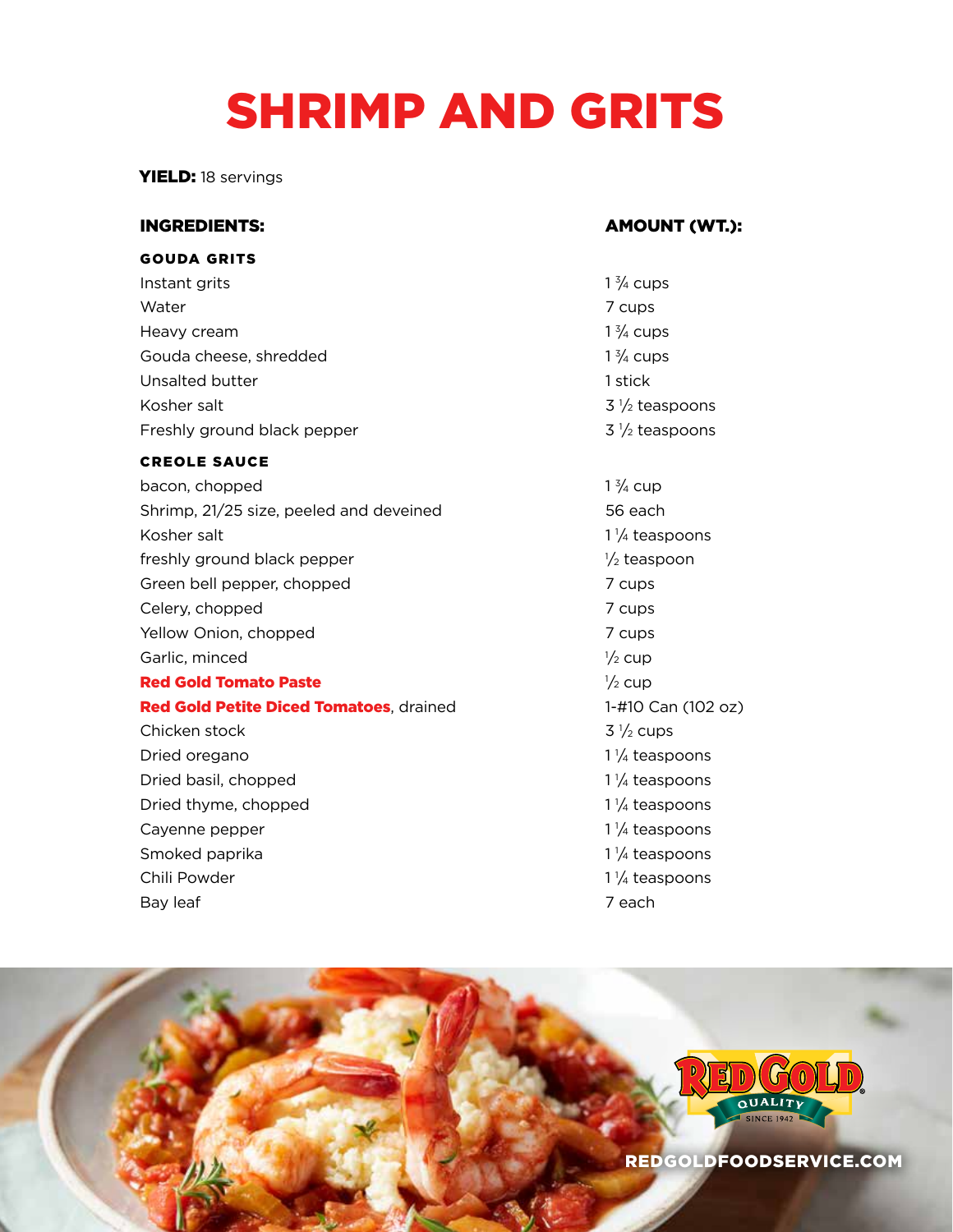# SHRIMP AND GRITS

**YIELD:** 18 servings

| INGREDIENTS: | AMOUNT (WT.): |
|---|---|
| **GOUDA GRITS** | |
| Instant grits | 1 ¾ cups |
| Water | 7 cups |
| Heavy cream | 1 ¾ cups |
| Gouda cheese, shredded | 1 ¾ cups |
| Unsalted butter | 1 stick |
| Kosher salt | 3 ½ teaspoons |
| Freshly ground black pepper | 3 ½ teaspoons |
| **CREOLE SAUCE** | |
| bacon, chopped | 1 ¾ cup |
| Shrimp, 21/25 size, peeled and deveined | 56 each |
| Kosher salt | 1 ¼ teaspoons |
| freshly ground black pepper | ½ teaspoon |
| Green bell pepper, chopped | 7 cups |
| Celery, chopped | 7 cups |
| Yellow Onion, chopped | 7 cups |
| Garlic, minced | ½ cup |
| **Red Gold Tomato Paste** | ½ cup |
| **Red Gold Petite Diced Tomatoes**, drained | 1-#10 Can (102 oz) |
| Chicken stock | 3 ½ cups |
| Dried oregano | 1 ¼ teaspoons |
| Dried basil, chopped | 1 ¼ teaspoons |
| Dried thyme, chopped | 1 ¼ teaspoons |
| Cayenne pepper | 1 ¼ teaspoons |
| Smoked paprika | 1 ¼ teaspoons |
| Chili Powder | 1 ¼ teaspoons |
| Bay leaf | 7 each |

REDGOLDFOODSERVICE.COM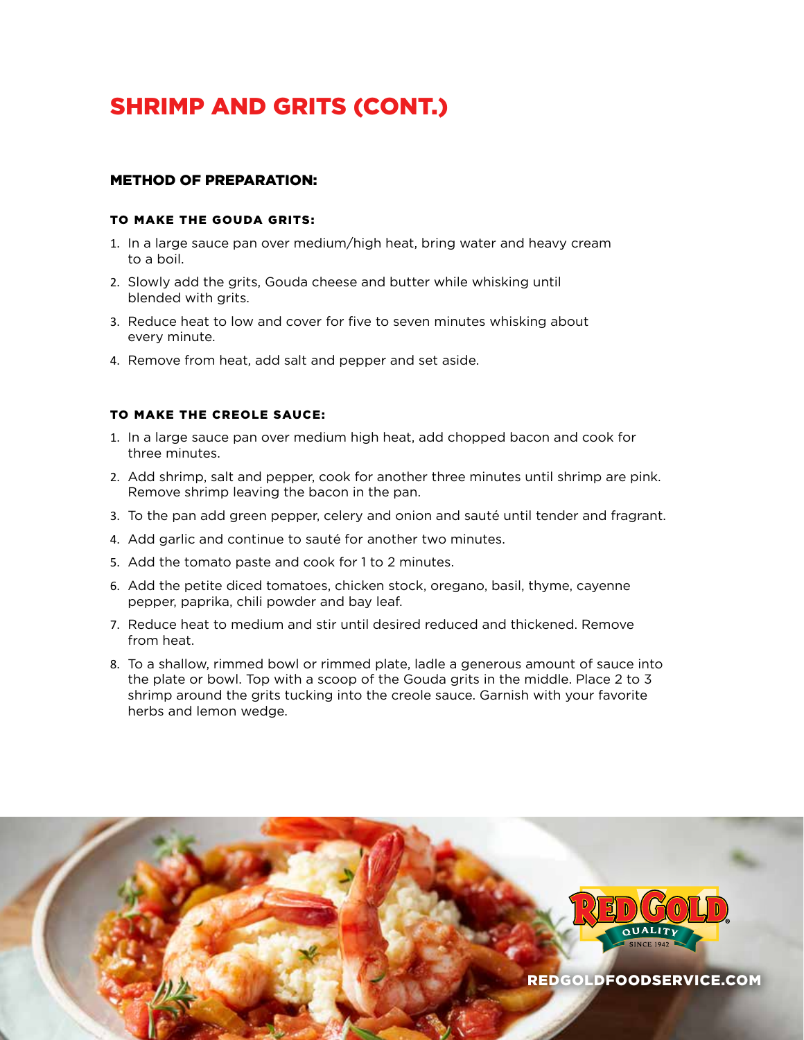# SHRIMP AND GRITS (CONT.)

## METHOD OF PREPARATION:

### TO MAKE THE GOUDA GRITS:

1. In a large sauce pan over medium/high heat, bring water and heavy cream to a boil.
2. Slowly add the grits, Gouda cheese and butter while whisking until blended with grits.
3. Reduce heat to low and cover for five to seven minutes whisking about every minute.
4. Remove from heat, add salt and pepper and set aside.

### TO MAKE THE CREOLE SAUCE:

1. In a large sauce pan over medium high heat, add chopped bacon and cook for three minutes.
2. Add shrimp, salt and pepper, cook for another three minutes until shrimp are pink. Remove shrimp leaving the bacon in the pan.
3. To the pan add green pepper, celery and onion and sauté until tender and fragrant.
4. Add garlic and continue to sauté for another two minutes.
5. Add the tomato paste and cook for 1 to 2 minutes.
6. Add the petite diced tomatoes, chicken stock, oregano, basil, thyme, cayenne pepper, paprika, chili powder and bay leaf.
7. Reduce heat to medium and stir until desired reduced and thickened. Remove from heat.
8. To a shallow, rimmed bowl or rimmed plate, ladle a generous amount of sauce into the plate or bowl. Top with a scoop of the Gouda grits in the middle. Place 2 to 3 shrimp around the grits tucking into the creole sauce. Garnish with your favorite herbs and lemon wedge.

REDGOLDFOODSERVICE.COM